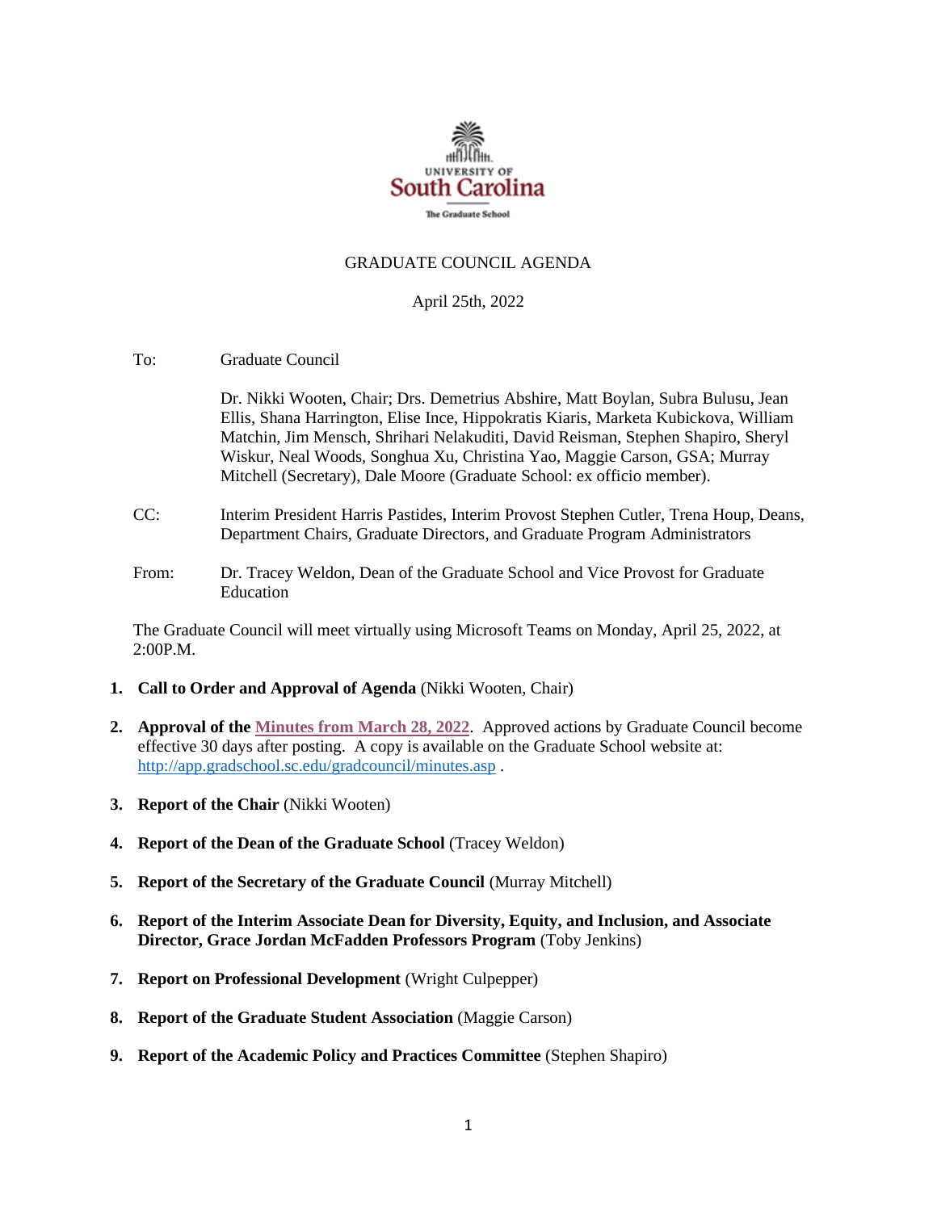UNIVERSITY OF South Carolina

The Graduate School

GRADUATE COUNCIL AGENDA

April 25th, 2022

To: Graduate Council

Dr. Nikki Wooten, Chair; Drs. Demetrius Abshire, Matt Boylan, Subra Bulusu, Jean Ellis, Shana Harrington, Elise Ince, Hippokratis Kiaris, Marketa Kubickova, William Matchin, Jim Mensch, Shrihari Nelakuditi, David Reisman, Stephen Shapiro, Sheryl Wiskur, Neal Woods, Songhua Xu, Christina Yao, Maggie Carson, GSA; Murray Mitchell (Secretary), Dale Moore (Graduate School: ex officio member).

CC: Interim President Harris Pastides, Interim Provost Stephen Cutler, Trena Houp, Deans, Department Chairs, Graduate Directors, and Graduate Program Administrators

From: Dr. Tracey Weldon, Dean of the Graduate School and Vice Provost for Graduate Education

The Graduate Council will meet virtually using Microsoft Teams on Monday, April 25, 2022, at 2:00P.M.

1. **Call to Order and Approval of Agenda** (Nikki Wooten, Chair)

2. **Approval of the Minutes from March 28, 2022**. Approved actions by Graduate Council become effective 30 days after posting. A copy is available on the Graduate School website at: http://app.gradschool.sc.edu/gradcouncil/minutes.asp .

3. **Report of the Chair** (Nikki Wooten)

4. **Report of the Dean of the Graduate School** (Tracey Weldon)

5. **Report of the Secretary of the Graduate Council** (Murray Mitchell)

6. **Report of the Interim Associate Dean for Diversity, Equity, and Inclusion, and Associate Director, Grace Jordan McFadden Professors Program** (Toby Jenkins)

7. **Report on Professional Development** (Wright Culpepper)

8. **Report of the Graduate Student Association** (Maggie Carson)

9. **Report of the Academic Policy and Practices Committee** (Stephen Shapiro)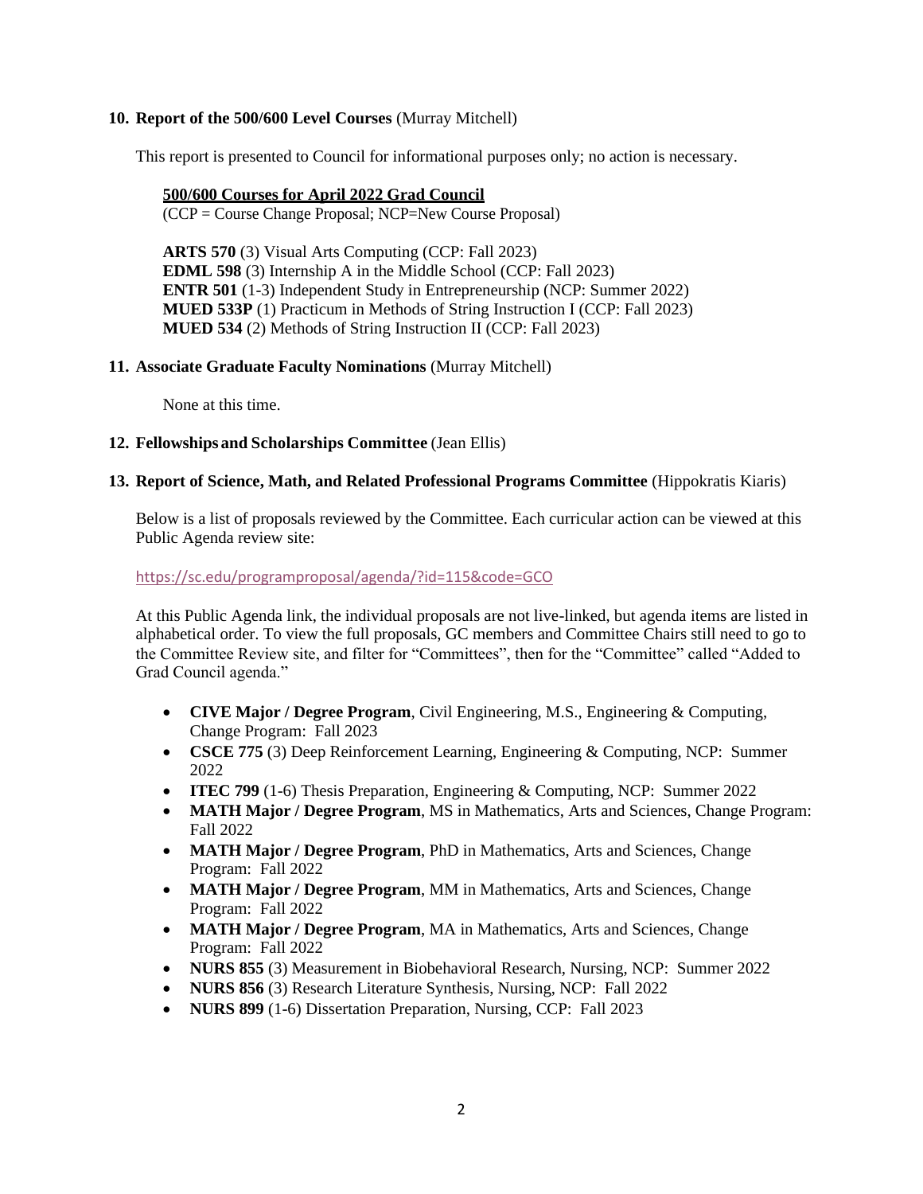## 10. Report of the 500/600 Level Courses (Murray Mitchell)

This report is presented to Council for informational purposes only; no action is necessary.

**500/600 Courses for April 2022 Grad Council**
(CCP = Course Change Proposal; NCP=New Course Proposal)

**ARTS 570** (3) Visual Arts Computing (CCP: Fall 2023)
**EDML 598** (3) Internship A in the Middle School (CCP: Fall 2023)
**ENTR 501** (1-3) Independent Study in Entrepreneurship (NCP: Summer 2022)
**MUED 533P** (1) Practicum in Methods of String Instruction I (CCP: Fall 2023)
**MUED 534** (2) Methods of String Instruction II (CCP: Fall 2023)

## 11. Associate Graduate Faculty Nominations (Murray Mitchell)

None at this time.

## 12. Fellowships and Scholarships Committee (Jean Ellis)

## 13. Report of Science, Math, and Related Professional Programs Committee (Hippokratis Kiaris)

Below is a list of proposals reviewed by the Committee. Each curricular action can be viewed at this Public Agenda review site:

https://sc.edu/programproposal/agenda/?id=115&code=GCO

At this Public Agenda link, the individual proposals are not live-linked, but agenda items are listed in alphabetical order. To view the full proposals, GC members and Committee Chairs still need to go to the Committee Review site, and filter for "Committees", then for the "Committee" called "Added to Grad Council agenda."

- **CIVE Major / Degree Program**, Civil Engineering, M.S., Engineering & Computing, Change Program: Fall 2023
- **CSCE 775** (3) Deep Reinforcement Learning, Engineering & Computing, NCP: Summer 2022
- **ITEC 799** (1-6) Thesis Preparation, Engineering & Computing, NCP: Summer 2022
- **MATH Major / Degree Program**, MS in Mathematics, Arts and Sciences, Change Program: Fall 2022
- **MATH Major / Degree Program**, PhD in Mathematics, Arts and Sciences, Change Program: Fall 2022
- **MATH Major / Degree Program**, MM in Mathematics, Arts and Sciences, Change Program: Fall 2022
- **MATH Major / Degree Program**, MA in Mathematics, Arts and Sciences, Change Program: Fall 2022
- **NURS 855** (3) Measurement in Biobehavioral Research, Nursing, NCP: Summer 2022
- **NURS 856** (3) Research Literature Synthesis, Nursing, NCP: Fall 2022
- **NURS 899** (1-6) Dissertation Preparation, Nursing, CCP: Fall 2023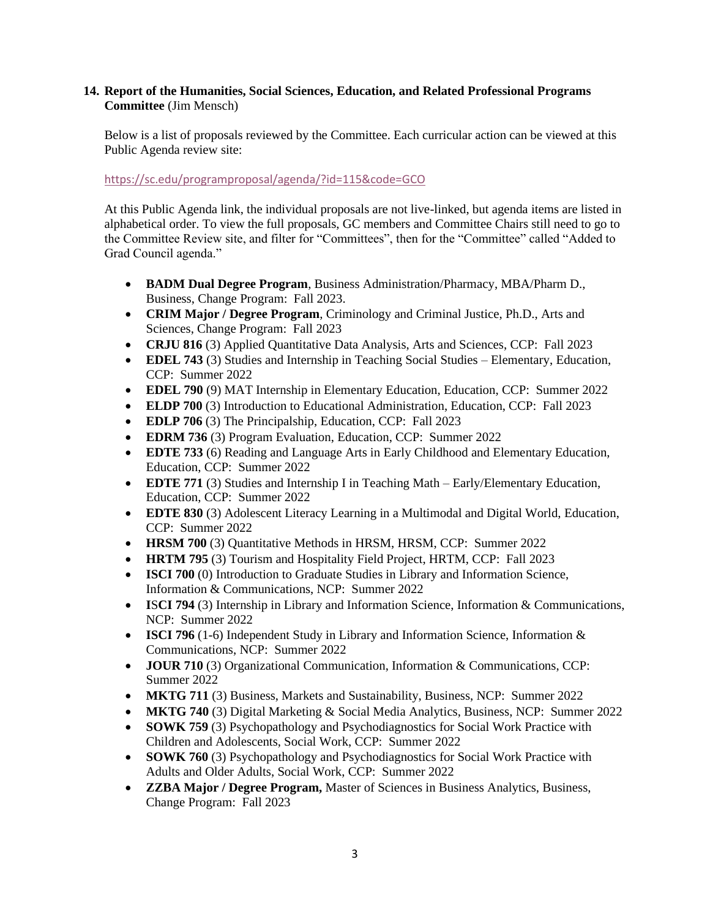**14. Report of the Humanities, Social Sciences, Education, and Related Professional Programs Committee** (Jim Mensch)

Below is a list of proposals reviewed by the Committee. Each curricular action can be viewed at this Public Agenda review site:

https://sc.edu/programproposal/agenda/?id=115&code=GCO

At this Public Agenda link, the individual proposals are not live-linked, but agenda items are listed in alphabetical order. To view the full proposals, GC members and Committee Chairs still need to go to the Committee Review site, and filter for "Committees", then for the "Committee" called "Added to Grad Council agenda."

- **BADM Dual Degree Program**, Business Administration/Pharmacy, MBA/Pharm D., Business, Change Program: Fall 2023.
- **CRIM Major / Degree Program**, Criminology and Criminal Justice, Ph.D., Arts and Sciences, Change Program: Fall 2023
- **CRJU 816** (3) Applied Quantitative Data Analysis, Arts and Sciences, CCP: Fall 2023
- **EDEL 743** (3) Studies and Internship in Teaching Social Studies – Elementary, Education, CCP: Summer 2022
- **EDEL 790** (9) MAT Internship in Elementary Education, Education, CCP: Summer 2022
- **ELDP 700** (3) Introduction to Educational Administration, Education, CCP: Fall 2023
- **EDLP 706** (3) The Principalship, Education, CCP: Fall 2023
- **EDRM 736** (3) Program Evaluation, Education, CCP: Summer 2022
- **EDTE 733** (6) Reading and Language Arts in Early Childhood and Elementary Education, Education, CCP: Summer 2022
- **EDTE 771** (3) Studies and Internship I in Teaching Math – Early/Elementary Education, Education, CCP: Summer 2022
- **EDTE 830** (3) Adolescent Literacy Learning in a Multimodal and Digital World, Education, CCP: Summer 2022
- **HRSM 700** (3) Quantitative Methods in HRSM, HRSM, CCP: Summer 2022
- **HRTM 795** (3) Tourism and Hospitality Field Project, HRTM, CCP: Fall 2023
- **ISCI 700** (0) Introduction to Graduate Studies in Library and Information Science, Information & Communications, NCP: Summer 2022
- **ISCI 794** (3) Internship in Library and Information Science, Information & Communications, NCP: Summer 2022
- **ISCI 796** (1-6) Independent Study in Library and Information Science, Information & Communications, NCP: Summer 2022
- **JOUR 710** (3) Organizational Communication, Information & Communications, CCP: Summer 2022
- **MKTG 711** (3) Business, Markets and Sustainability, Business, NCP: Summer 2022
- **MKTG 740** (3) Digital Marketing & Social Media Analytics, Business, NCP: Summer 2022
- **SOWK 759** (3) Psychopathology and Psychodiagnostics for Social Work Practice with Children and Adolescents, Social Work, CCP: Summer 2022
- **SOWK 760** (3) Psychopathology and Psychodiagnostics for Social Work Practice with Adults and Older Adults, Social Work, CCP: Summer 2022
- **ZZBA Major / Degree Program,** Master of Sciences in Business Analytics, Business, Change Program: Fall 2023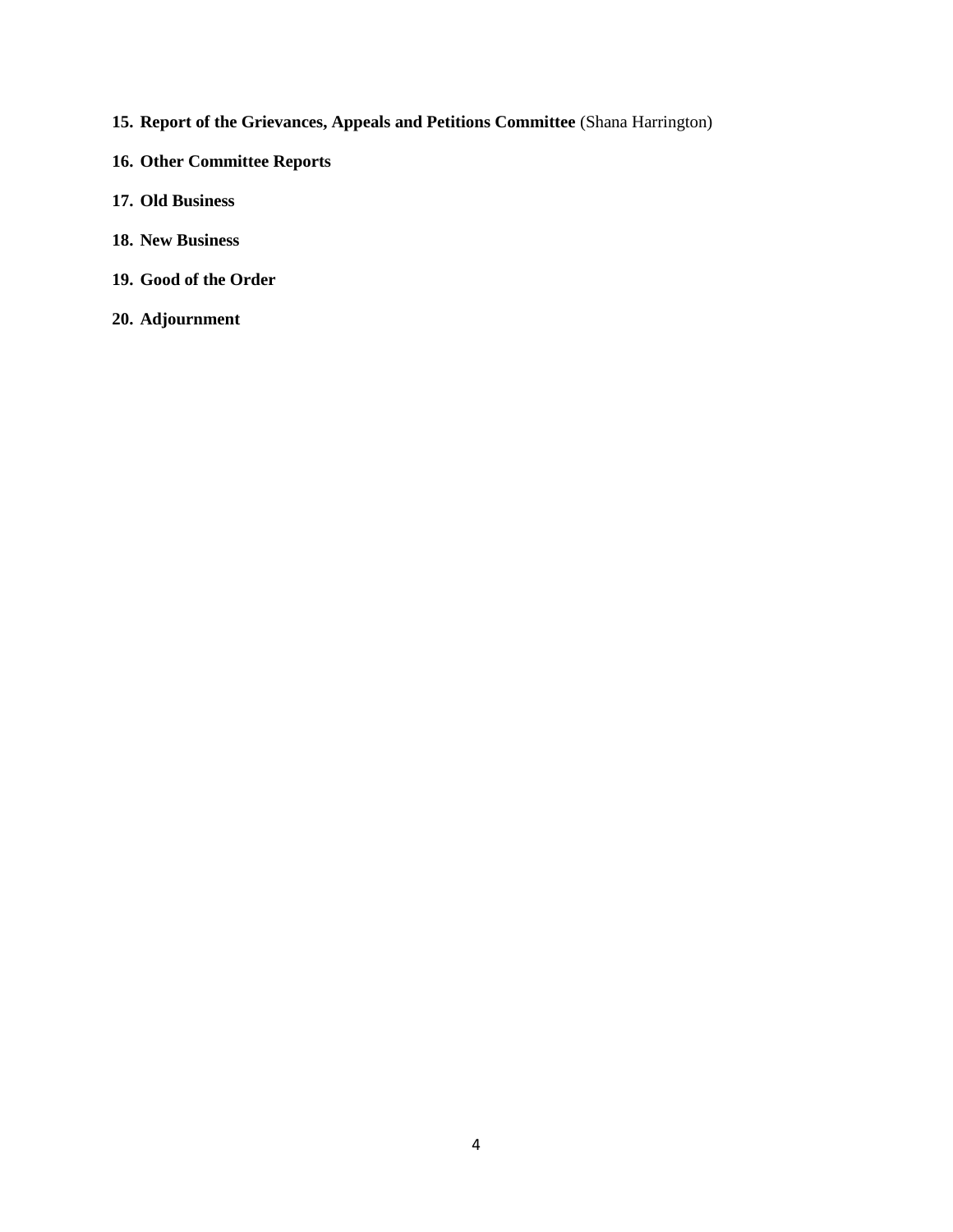15. **Report of the Grievances, Appeals and Petitions Committee** (Shana Harrington)

16. **Other Committee Reports**

17. **Old Business**

18. **New Business**

19. **Good of the Order**

20. **Adjournment**